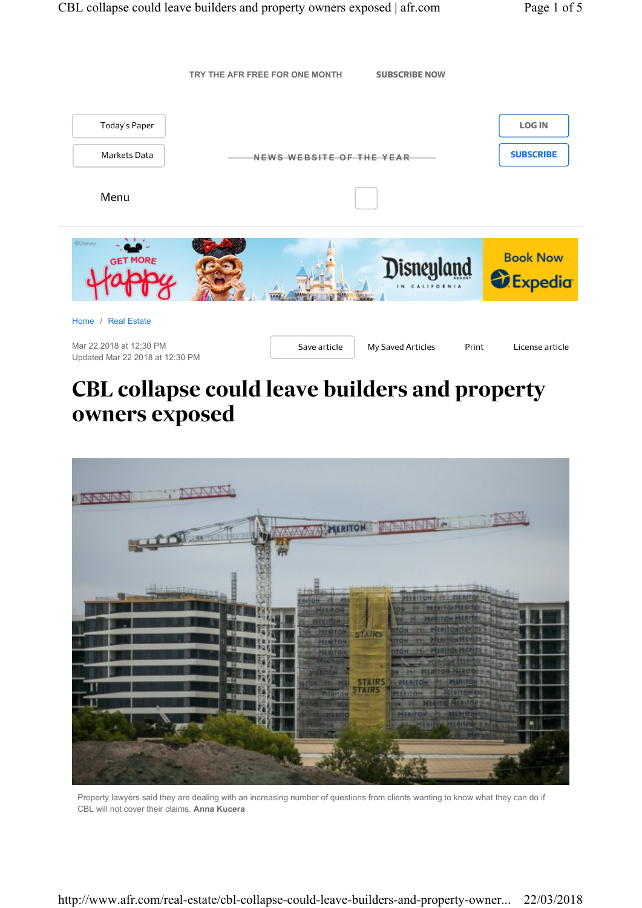TRY THE AFR FREE FOR ONE MONTH SUBSCRIBE NOW

Today's Paper

Markets Data

NEWS WEBSITE OF THE YEAR

LOG IN

SUBSCRIBE

Menu

Home / Real Estate

Mar 22 2018 at 12:30 PM
Updated Mar 22 2018 at 12:30 PM

Save article My Saved Articles Print License article

# CBL collapse could leave builders and property owners exposed

Property lawyers said they are dealing with an increasing number of questions from clients wanting to know what they can do if CBL will not cover their claims. **Anna Kucera**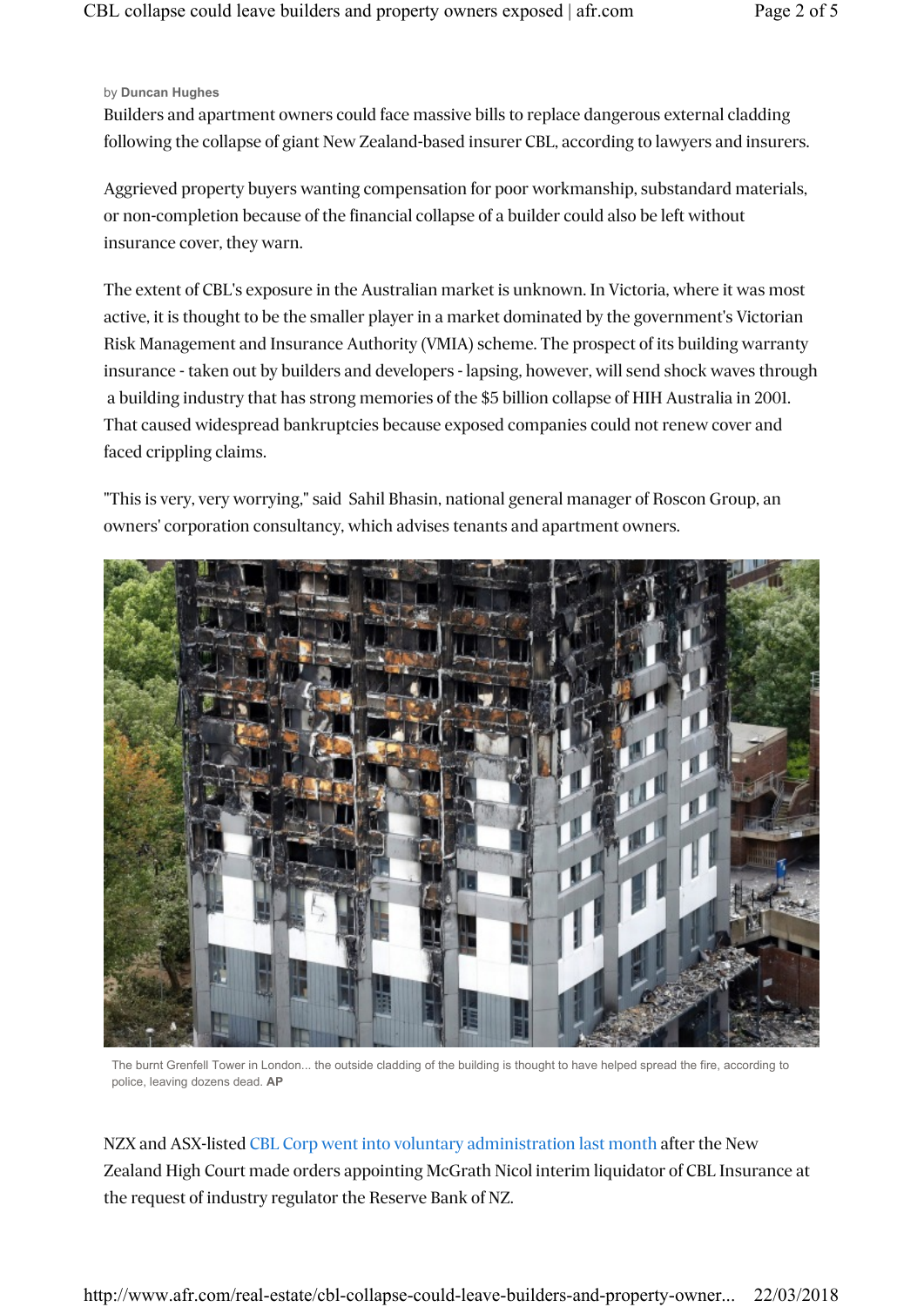by **Duncan Hughes**

Builders and apartment owners could face massive bills to replace dangerous external cladding following the collapse of giant New Zealand-based insurer CBL, according to lawyers and insurers.

Aggrieved property buyers wanting compensation for poor workmanship, substandard materials, or non-completion because of the financial collapse of a builder could also be left without insurance cover, they warn.

The extent of CBL's exposure in the Australian market is unknown. In Victoria, where it was most active, it is thought to be the smaller player in a market dominated by the government's Victorian Risk Management and Insurance Authority (VMIA) scheme. The prospect of its building warranty insurance - taken out by builders and developers - lapsing, however, will send shock waves through a building industry that has strong memories of the $5 billion collapse of HIH Australia in 2001. That caused widespread bankruptcies because exposed companies could not renew cover and faced crippling claims.

"This is very, very worrying," said Sahil Bhasin, national general manager of Roscon Group, an owners' corporation consultancy, which advises tenants and apartment owners.

The burnt Grenfell Tower in London... the outside cladding of the building is thought to have helped spread the fire, according to police, leaving dozens dead. **AP**

NZX and ASX-listed CBL Corp went into voluntary administration last month after the New Zealand High Court made orders appointing McGrath Nicol interim liquidator of CBL Insurance at the request of industry regulator the Reserve Bank of NZ.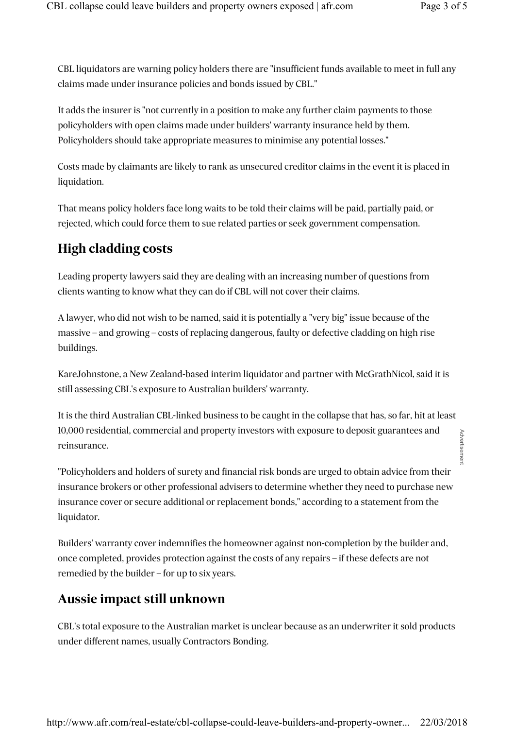CBL liquidators are warning policy holders there are "insufficient funds available to meet in full any claims made under insurance policies and bonds issued by CBL."

It adds the insurer is "not currently in a position to make any further claim payments to those policyholders with open claims made under builders' warranty insurance held by them. Policyholders should take appropriate measures to minimise any potential losses."

Costs made by claimants are likely to rank as unsecured creditor claims in the event it is placed in liquidation.

That means policy holders face long waits to be told their claims will be paid, partially paid, or rejected, which could force them to sue related parties or seek government compensation.

## High cladding costs

Leading property lawyers said they are dealing with an increasing number of questions from clients wanting to know what they can do if CBL will not cover their claims.

A lawyer, who did not wish to be named, said it is potentially a "very big" issue because of the massive – and growing – costs of replacing dangerous, faulty or defective cladding on high rise buildings.

KareJohnstone, a New Zealand-based interim liquidator and partner with McGrathNicol, said it is still assessing CBL's exposure to Australian builders' warranty.

It is the third Australian CBL-linked business to be caught in the collapse that has, so far, hit at least 10,000 residential, commercial and property investors with exposure to deposit guarantees and reinsurance.

"Policyholders and holders of surety and financial risk bonds are urged to obtain advice from their insurance brokers or other professional advisers to determine whether they need to purchase new insurance cover or secure additional or replacement bonds," according to a statement from the liquidator.

Builders' warranty cover indemnifies the homeowner against non-completion by the builder and, once completed, provides protection against the costs of any repairs – if these defects are not remedied by the builder – for up to six years.

## Aussie impact still unknown

CBL's total exposure to the Australian market is unclear because as an underwriter it sold products under different names, usually Contractors Bonding.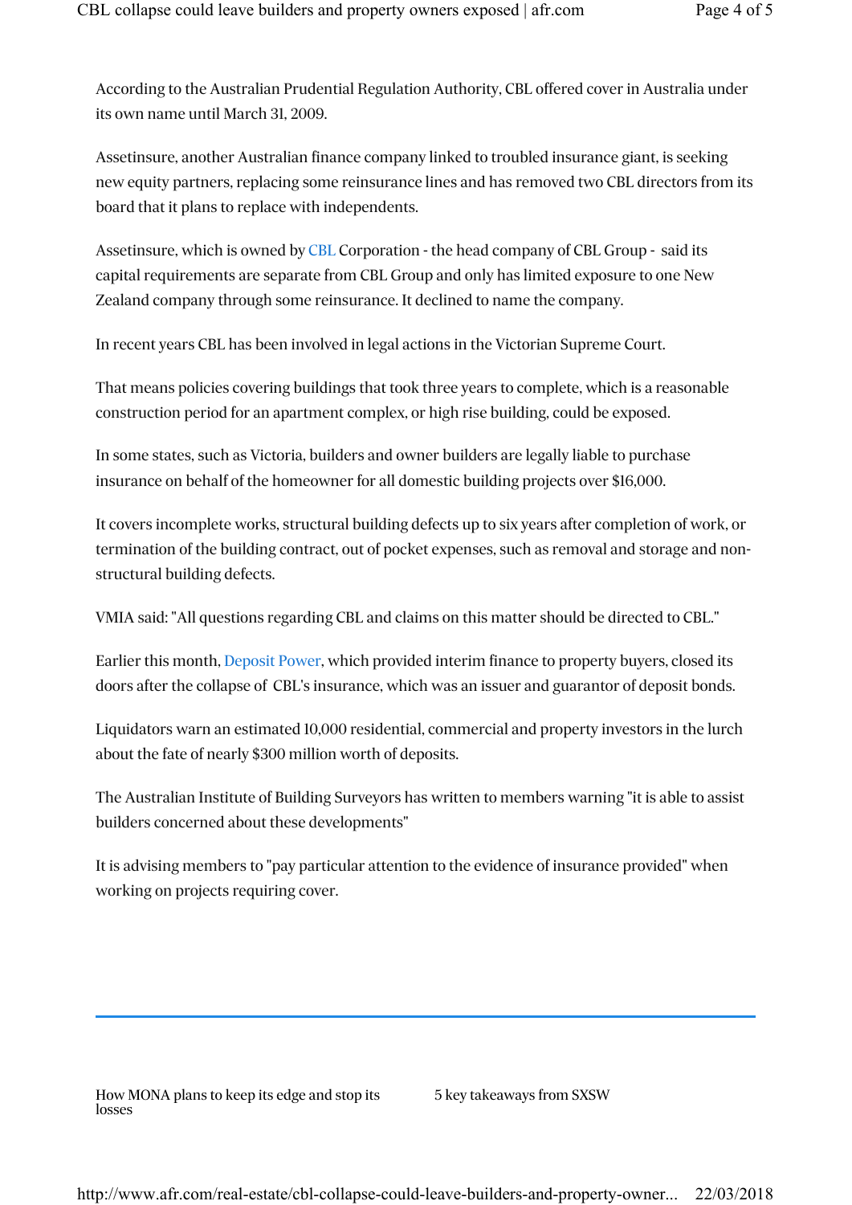According to the Australian Prudential Regulation Authority, CBL offered cover in Australia under its own name until March 31, 2009.

Assetinsure, another Australian finance company linked to troubled insurance giant, is seeking new equity partners, replacing some reinsurance lines and has removed two CBL directors from its board that it plans to replace with independents.

Assetinsure, which is owned by CBL Corporation - the head company of CBL Group - said its capital requirements are separate from CBL Group and only has limited exposure to one New Zealand company through some reinsurance. It declined to name the company.

In recent years CBL has been involved in legal actions in the Victorian Supreme Court.

That means policies covering buildings that took three years to complete, which is a reasonable construction period for an apartment complex, or high rise building, could be exposed.

In some states, such as Victoria, builders and owner builders are legally liable to purchase insurance on behalf of the homeowner for all domestic building projects over $16,000.

It covers incomplete works, structural building defects up to six years after completion of work, or termination of the building contract, out of pocket expenses, such as removal and storage and non-structural building defects.

VMIA said: "All questions regarding CBL and claims on this matter should be directed to CBL."

Earlier this month, Deposit Power, which provided interim finance to property buyers, closed its doors after the collapse of CBL's insurance, which was an issuer and guarantor of deposit bonds.

Liquidators warn an estimated 10,000 residential, commercial and property investors in the lurch about the fate of nearly $300 million worth of deposits.

The Australian Institute of Building Surveyors has written to members warning "it is able to assist builders concerned about these developments"

It is advising members to "pay particular attention to the evidence of insurance provided" when working on projects requiring cover.

How MONA plans to keep its edge and stop its losses

5 key takeaways from SXSW